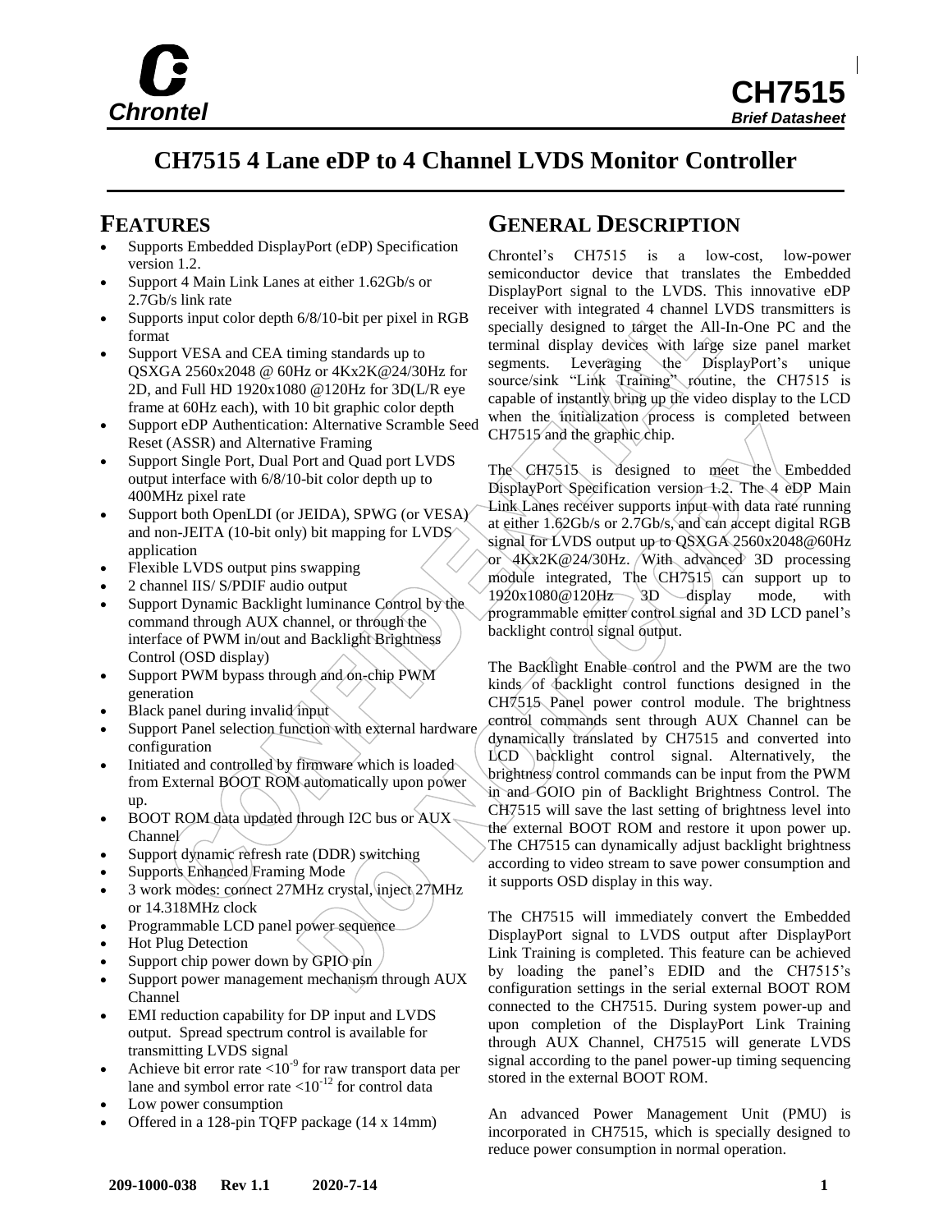# CH7515 4 Lane eDP to 4 Channel LVDS Monitor Controller

## FEATURES

- Supports Embedded DisplayPort (eDP) Specification version 1.2.
- Support 4 Main Link Lanes at either 1.62Gb/s or 2.7Gb/s link rate
- Supports input color depth 6/8/10-bit per pixel in RGB format
- Support VESA and CEA timing standards up to QSXGA 2560x2048 @ 60Hz or 4Kx2K@24/30Hz for 2D, and Full HD 1920x1080 @120Hz for 3D(L/R eye frame at 60Hz each), with 10 bit graphic color depth
- Support eDP Authentication: Alternative Scramble Seed Reset (ASSR) and Alternative Framing
- Support Single Port, Dual Port and Quad port LVDS output interface with 6/8/10-bit color depth up to 400MHz pixel rate
- Support both OpenLDI (or JEIDA), SPWG (or VESA) and non-JEITA (10-bit only) bit mapping for LVDS application
- Flexible LVDS output pins swapping
- 2 channel IIS/ S/PDIF audio output
- Support Dynamic Backlight luminance Control by the command through AUX channel, or through the interface of PWM in/out and Backlight Brightness Control (OSD display)
- Support PWM bypass through and on-chip PWM generation
- Black panel during invalid input
- Support Panel selection function with external hardware configuration
- Initiated and controlled by firmware which is loaded from External BOOT ROM automatically upon power up.
- BOOT ROM data updated through I2C bus or AUX Channel
- Support dynamic refresh rate (DDR) switching
- Supports Enhanced Framing Mode
- 3 work modes: connect 27MHz crystal, inject 27MHz or 14.318MHz clock
- Programmable LCD panel power sequence
- Hot Plug Detection
- Support chip power down by GPIO pin
- Support power management mechanism through AUX Channel
- EMI reduction capability for DP input and LVDS output. Spread spectrum control is available for transmitting LVDS signal
- Achieve bit error rate $<10^{-9}$ for raw transport data per lane and symbol error rate $<10^{-12}$ for control data
- Low power consumption
- Offered in a 128-pin TQFP package (14 x 14mm)

## GENERAL DESCRIPTION

Chrontel's CH7515 is a low-cost, low-power semiconductor device that translates the Embedded DisplayPort signal to the LVDS. This innovative eDP receiver with integrated 4 channel LVDS transmitters is specially designed to target the All-In-One PC and the terminal display devices with large size panel market segments. Leveraging the DisplayPort's unique source/sink "Link Training" routine, the CH7515 is capable of instantly bring up the video display to the LCD when the initialization process is completed between CH7515 and the graphic chip.

The CH7515 is designed to meet the Embedded DisplayPort Specification version 1.2. The 4 eDP Main Link Lanes receiver supports input with data rate running at either 1.62Gb/s or 2.7Gb/s, and can accept digital RGB signal for LVDS output up to QSXGA 2560x2048@60Hz or 4Kx2K@24/30Hz. With advanced 3D processing module integrated, The CH7515 can support up to 1920x1080@120Hz 3D display mode, with programmable emitter control signal and 3D LCD panel's backlight control signal output.

The Backlight Enable control and the PWM are the two kinds of backlight control functions designed in the CH7515 Panel power control module. The brightness control commands sent through AUX Channel can be dynamically translated by CH7515 and converted into LCD backlight control signal. Alternatively, the brightness control commands can be input from the PWM in and GOIO pin of Backlight Brightness Control. The CH7515 will save the last setting of brightness level into the external BOOT ROM and restore it upon power up. The CH7515 can dynamically adjust backlight brightness according to video stream to save power consumption and it supports OSD display in this way.

The CH7515 will immediately convert the Embedded DisplayPort signal to LVDS output after DisplayPort Link Training is completed. This feature can be achieved by loading the panel's EDID and the CH7515's configuration settings in the serial external BOOT ROM connected to the CH7515. During system power-up and upon completion of the DisplayPort Link Training through AUX Channel, CH7515 will generate LVDS signal according to the panel power-up timing sequencing stored in the external BOOT ROM.

An advanced Power Management Unit (PMU) is incorporated in CH7515, which is specially designed to reduce power consumption in normal operation.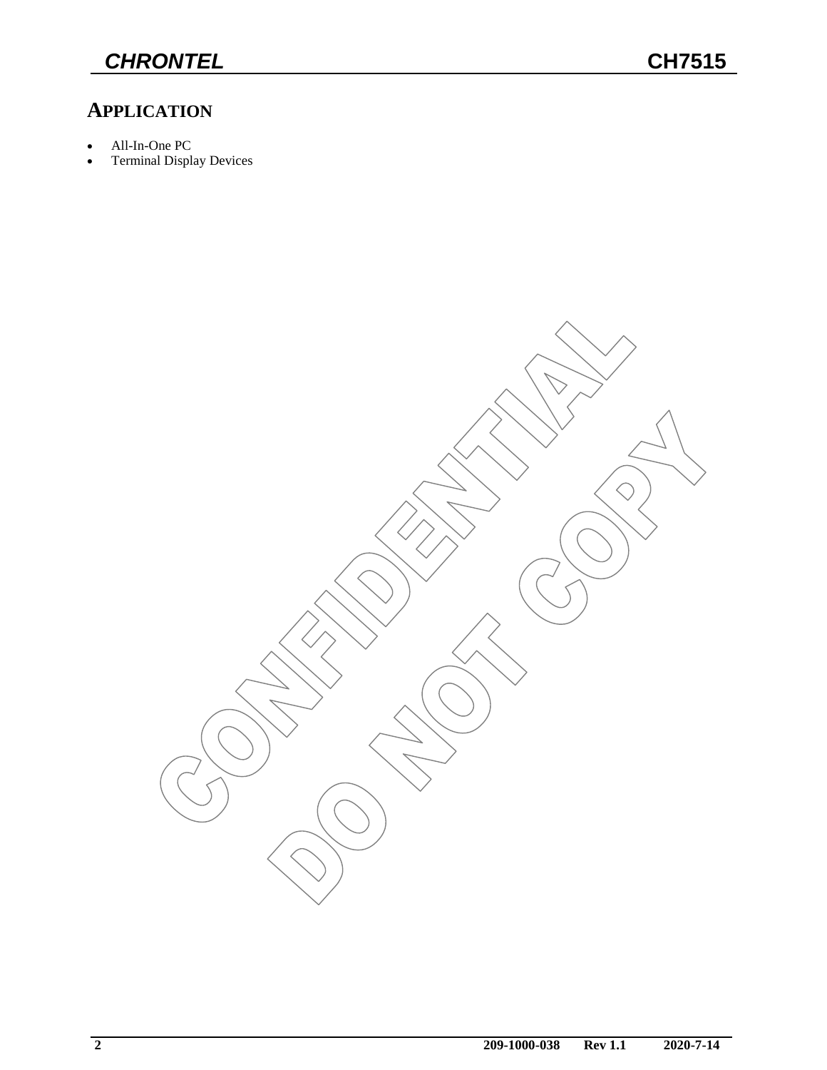## APPLICATION

- All-In-One PC
- Terminal Display Devices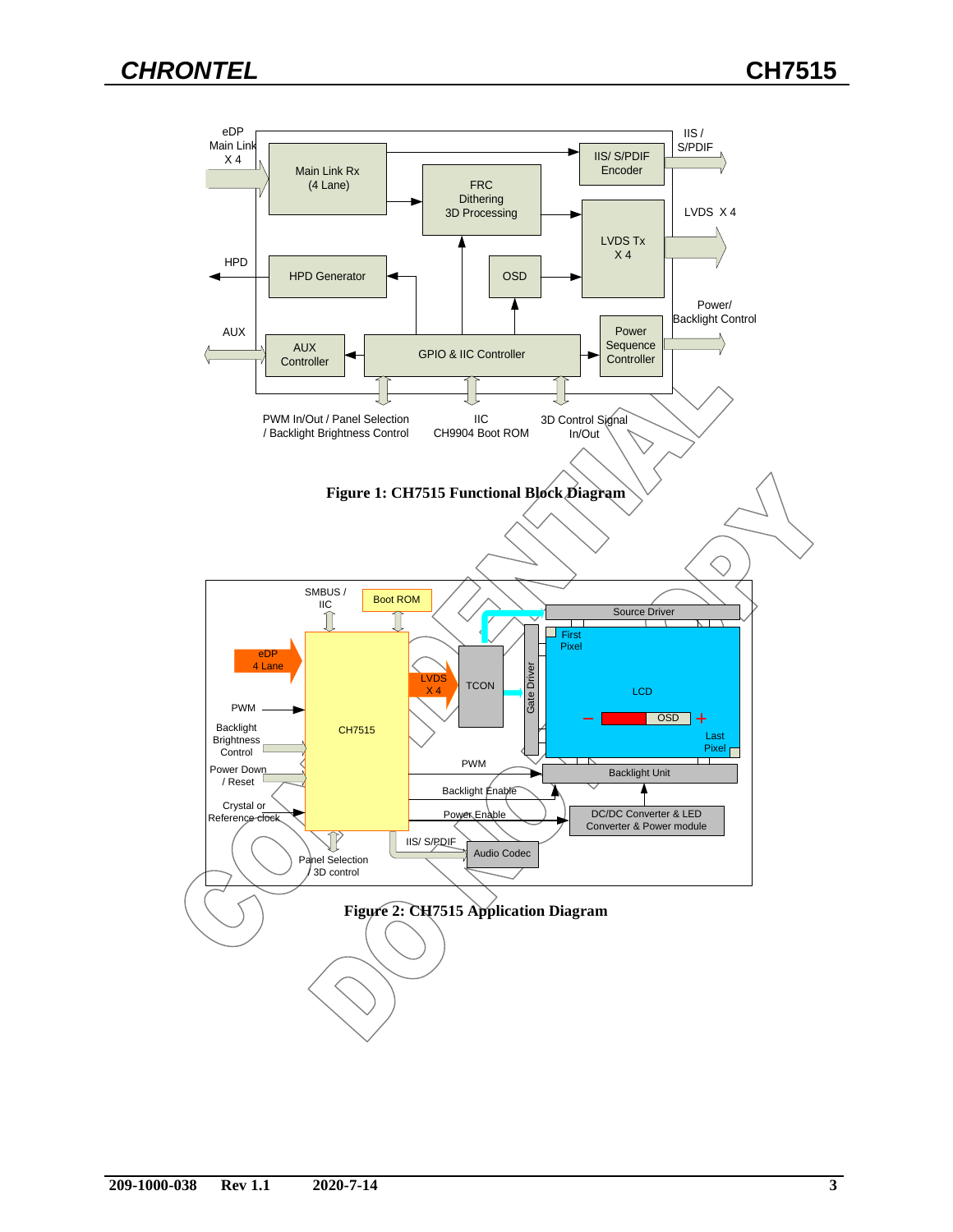**Figure 1: CH7515 Functional Block Diagram**

**Figure 2: CH7515 Application Diagram**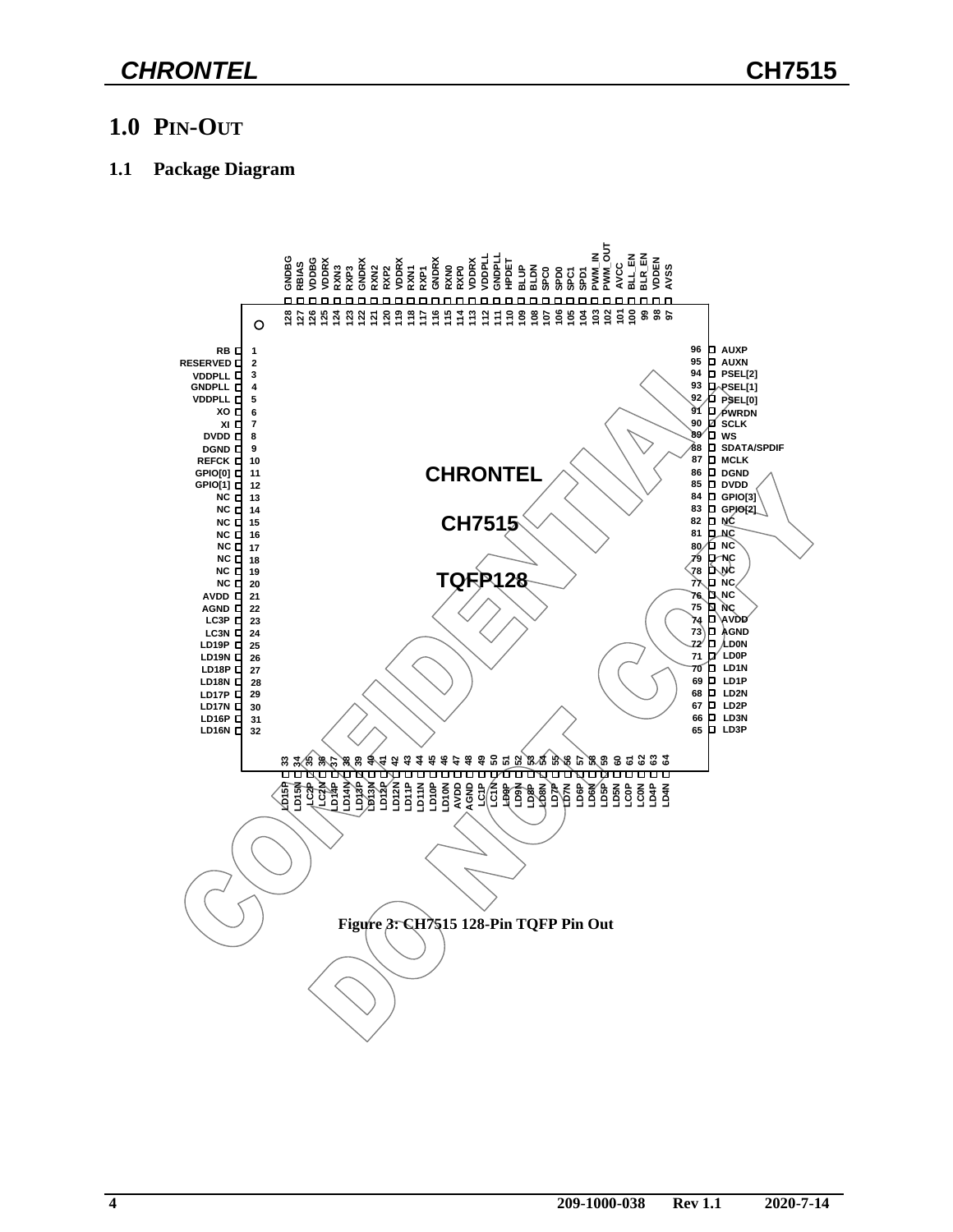# 1.0 PIN-OUT

## 1.1 Package Diagram

Figure 3: CH7515 128-Pin TQFP Pin Out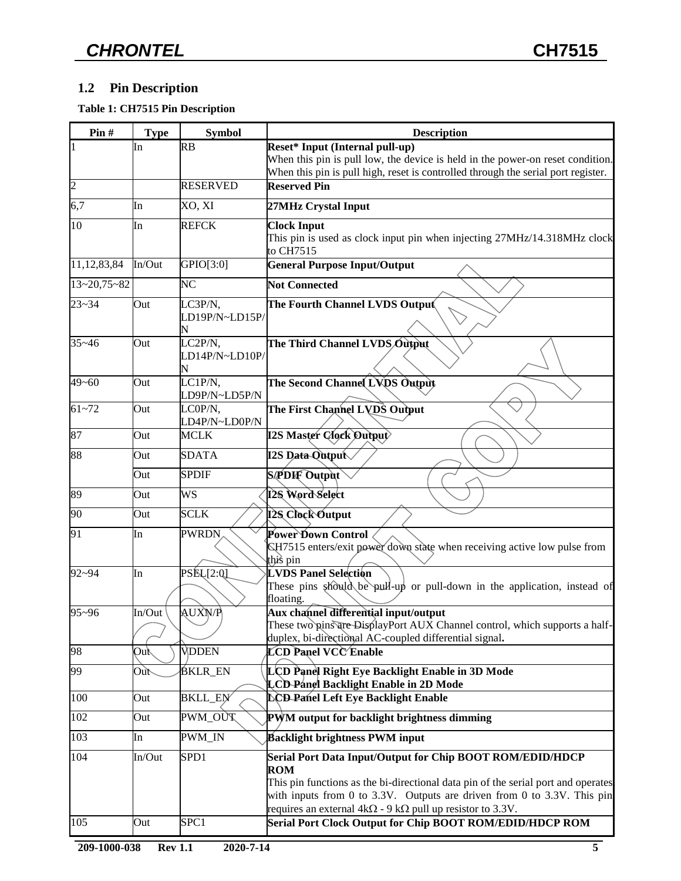## 1.2 Pin Description

**Table 1: CH7515 Pin Description**

| Pin # | Type | Symbol | Description |
|---|---|---|---|
| 1 | In | RB | **Reset* Input (Internal pull-up)**<br>When this pin is pull low, the device is held in the power-on reset condition. When this pin is pull high, reset is controlled through the serial port register. |
| 2 | | RESERVED | **Reserved Pin** |
| 6,7 | In | XO, XI | **27MHz Crystal Input** |
| 10 | In | REFCK | **Clock Input**<br>This pin is used as clock input pin when injecting 27MHz/14.318MHz clock to CH7515 |
| 11,12,83,84 | In/Out | GPIO[3:0] | **General Purpose Input/Output** |
| 13~20,75~82 | | NC | **Not Connected** |
| 23~34 | Out | LC3P/N, LD19P/N~LD15P/N | **The Fourth Channel LVDS Output** |
| 35~46 | Out | LC2P/N, LD14P/N~LD10P/N | **The Third Channel LVDS Output** |
| 49~60 | Out | LC1P/N, LD9P/N~LD5P/N | **The Second Channel LVDS Output** |
| 61~72 | Out | LC0P/N, LD4P/N~LD0P/N | **The First Channel LVDS Output** |
| 87 | Out | MCLK | **I2S Master Clock Output** |
| 88 | Out | SDATA | **I2S Data Output** |
| | Out | SPDIF | **S/PDIF Output** |
| 89 | Out | WS | **I2S Word Select** |
| 90 | Out | SCLK | **I2S Clock Output** |
| 91 | In | PWRDN | **Power Down Control**<br>CH7515 enters/exit power down state when receiving active low pulse from this pin |
| 92~94 | In | PSEL[2:0] | **LVDS Panel Selection**<br>These pins should be pull-up or pull-down in the application, instead of floating. |
| 95~96 | In/Out | AUXN/P | **Aux channel differential input/output**<br>These two pins are DisplayPort AUX Channel control, which supports a half-duplex, bi-directional AC-coupled differential signal. |
| 98 | Out | VDDEN | **LCD Panel VCC Enable** |
| 99 | Out | BKLR_EN | **LCD Panel Right Eye Backlight Enable in 3D Mode**<br>**LCD Panel Backlight Enable in 2D Mode** |
| 100 | Out | BKLL_EN | **LCD Panel Left Eye Backlight Enable** |
| 102 | Out | PWM_OUT | **PWM output for backlight brightness dimming** |
| 103 | In | PWM_IN | **Backlight brightness PWM input** |
| 104 | In/Out | SPD1 | **Serial Port Data Input/Output for Chip BOOT ROM/EDID/HDCP ROM**<br>This pin functions as the bi-directional data pin of the serial port and operates with inputs from 0 to 3.3V. Outputs are driven from 0 to 3.3V. This pin requires an external 4kΩ - 9 kΩ pull up resistor to 3.3V. |
| 105 | Out | SPC1 | **Serial Port Clock Output for Chip BOOT ROM/EDID/HDCP ROM** |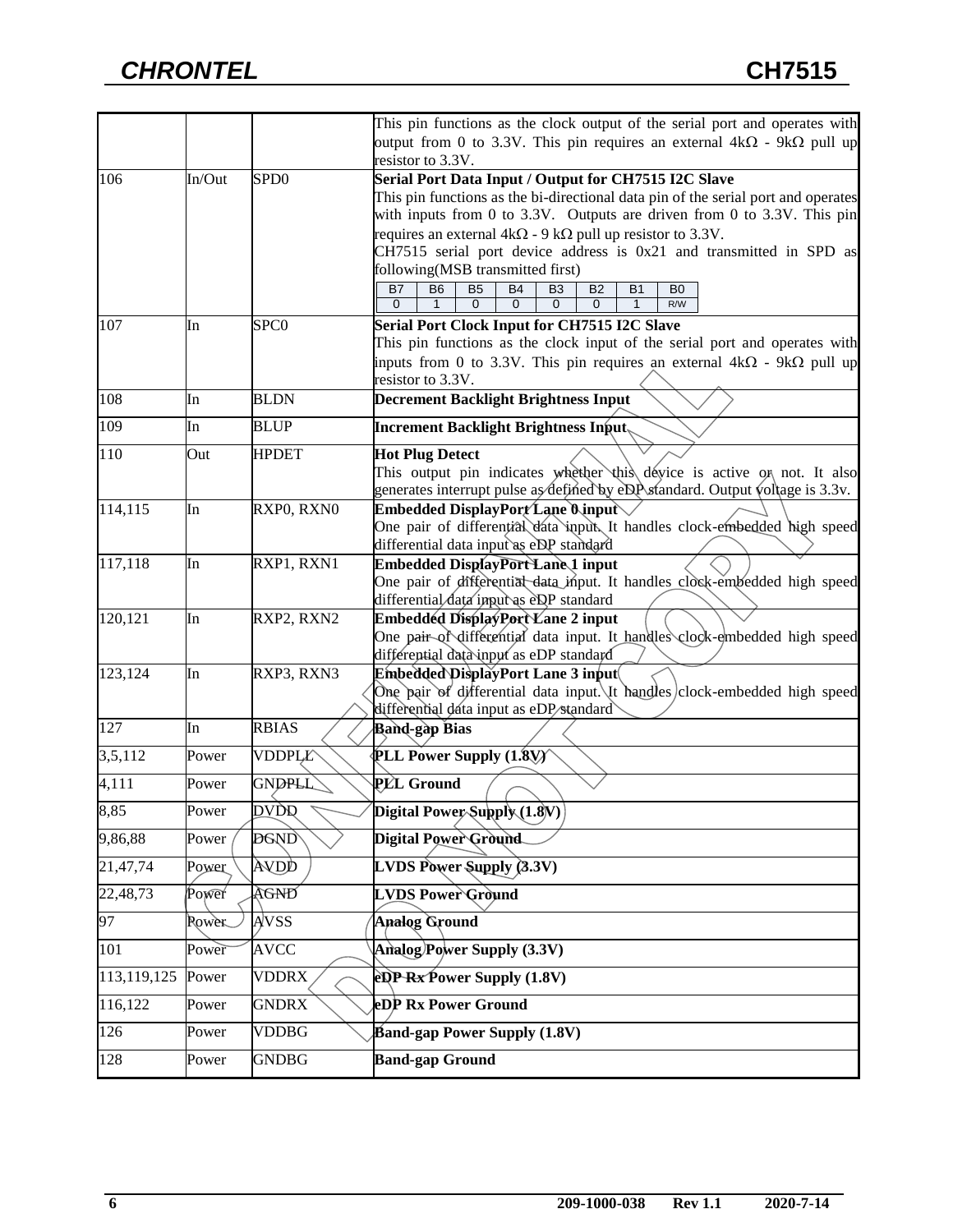| | | | |
|---|---|---|---|
| | | | This pin functions as the clock output of the serial port and operates with output from 0 to 3.3V. This pin requires an external 4kΩ - 9kΩ pull up resistor to 3.3V. |
| 106 | In/Out | SPD0 | **Serial Port Data Input / Output for CH7515 I2C Slave**<br>This pin functions as the bi-directional data pin of the serial port and operates with inputs from 0 to 3.3V. Outputs are driven from 0 to 3.3V. This pin requires an external 4kΩ - 9 kΩ pull up resistor to 3.3V.<br>CH7515 serial port device address is 0x21 and transmitted in SPD as following(MSB transmitted first)<br>B7: 0, B6: 1, B5: 0, B4: 0, B3: 0, B2: 0, B1: 1, B0: R/W |
| 107 | In | SPC0 | **Serial Port Clock Input for CH7515 I2C Slave**<br>This pin functions as the clock input of the serial port and operates with inputs from 0 to 3.3V. This pin requires an external 4kΩ - 9kΩ pull up resistor to 3.3V. |
| 108 | In | BLDN | **Decrement Backlight Brightness Input** |
| 109 | In | BLUP | **Increment Backlight Brightness Input** |
| 110 | Out | HPDET | **Hot Plug Detect**<br>This output pin indicates whether this device is active or not. It also generates interrupt pulse as defined by eDP standard. Output voltage is 3.3v. |
| 114,115 | In | RXP0, RXN0 | **Embedded DisplayPort Lane 0 input**<br>One pair of differential data input. It handles clock-embedded high speed differential data input as eDP standard |
| 117,118 | In | RXP1, RXN1 | **Embedded DisplayPort Lane 1 input**<br>One pair of differential data input. It handles clock-embedded high speed differential data input as eDP standard |
| 120,121 | In | RXP2, RXN2 | **Embedded DisplayPort Lane 2 input**<br>One pair of differential data input. It handles clock-embedded high speed differential data input as eDP standard |
| 123,124 | In | RXP3, RXN3 | **Embedded DisplayPort Lane 3 input**<br>One pair of differential data input. It handles clock-embedded high speed differential data input as eDP standard |
| 127 | In | RBIAS | **Band-gap Bias** |
| 3,5,112 | Power | VDDPLL | **PLL Power Supply (1.8V)** |
| 4,111 | Power | GNDPLL | **PLL Ground** |
| 8,85 | Power | DVDD | **Digital Power Supply (1.8V)** |
| 9,86,88 | Power | DGND | **Digital Power Ground** |
| 21,47,74 | Power | AVDD | **LVDS Power Supply (3.3V)** |
| 22,48,73 | Power | AGND | **LVDS Power Ground** |
| 97 | Power | AVSS | **Analog Ground** |
| 101 | Power | AVCC | **Analog Power Supply (3.3V)** |
| 113,119,125 | Power | VDDRX | **eDP Rx Power Supply (1.8V)** |
| 116,122 | Power | GNDRX | **eDP Rx Power Ground** |
| 126 | Power | VDDBG | **Band-gap Power Supply (1.8V)** |
| 128 | Power | GNDBG | **Band-gap Ground** |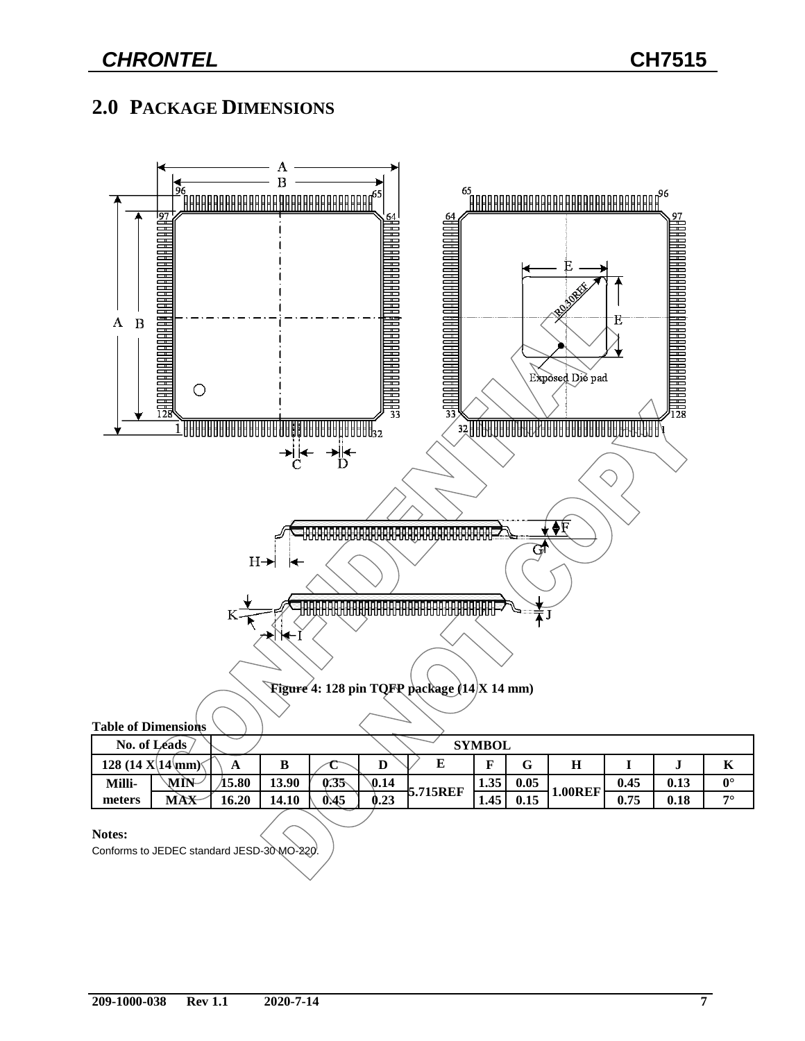## 2.0 PACKAGE DIMENSIONS

**Figure 4: 128 pin TQFP package (14 X 14 mm)**

**Table of Dimensions**

| No. of Leads | | SYMBOL | | | | | | | | | | |
|---|---|---|---|---|---|---|---|---|---|---|---|---|
| 128 (14 X 14 mm) | | A | B | C | D | E | F | G | H | I | J | K |
| Milli-meters | MIN | 15.80 | 13.90 | 0.35 | 0.14 | 5.715REF | 1.35 | 0.05 | 1.00REF | 0.45 | 0.13 | 0° |
| | MAX | 16.20 | 14.10 | 0.45 | 0.23 | | 1.45 | 0.15 | | 0.75 | 0.18 | 7° |

**Notes:**

Conforms to JEDEC standard JESD-30 MO-220.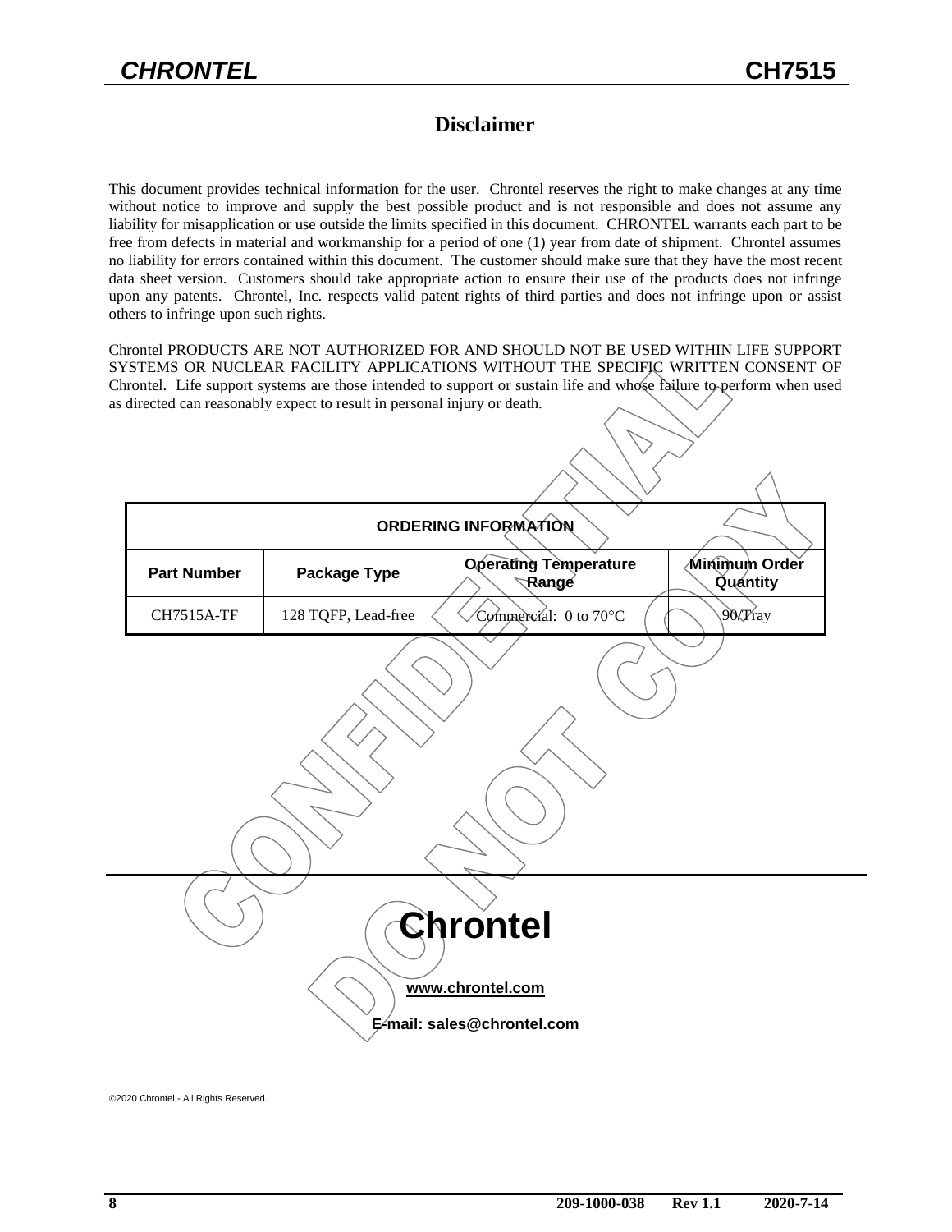## Disclaimer

This document provides technical information for the user. Chrontel reserves the right to make changes at any time without notice to improve and supply the best possible product and is not responsible and does not assume any liability for misapplication or use outside the limits specified in this document. CHRONTEL warrants each part to be free from defects in material and workmanship for a period of one (1) year from date of shipment. Chrontel assumes no liability for errors contained within this document. The customer should make sure that they have the most recent data sheet version. Customers should take appropriate action to ensure their use of the products does not infringe upon any patents. Chrontel, Inc. respects valid patent rights of third parties and does not infringe upon or assist others to infringe upon such rights.

Chrontel PRODUCTS ARE NOT AUTHORIZED FOR AND SHOULD NOT BE USED WITHIN LIFE SUPPORT SYSTEMS OR NUCLEAR FACILITY APPLICATIONS WITHOUT THE SPECIFIC WRITTEN CONSENT OF Chrontel. Life support systems are those intended to support or sustain life and whose failure to perform when used as directed can reasonably expect to result in personal injury or death.

| ORDERING INFORMATION | | | |
| --- | --- | --- | --- |
| **Part Number** | **Package Type** | **Operating Temperature Range** | **Minimum Order Quantity** |
| CH7515A-TF | 128 TQFP, Lead-free | Commercial: 0 to 70°C | 90/Tray |

CONFIDENTIAL DO NOT COPY

# Chrontel

**www.chrontel.com**

**E-mail: sales@chrontel.com**

©2020 Chrontel - All Rights Reserved.